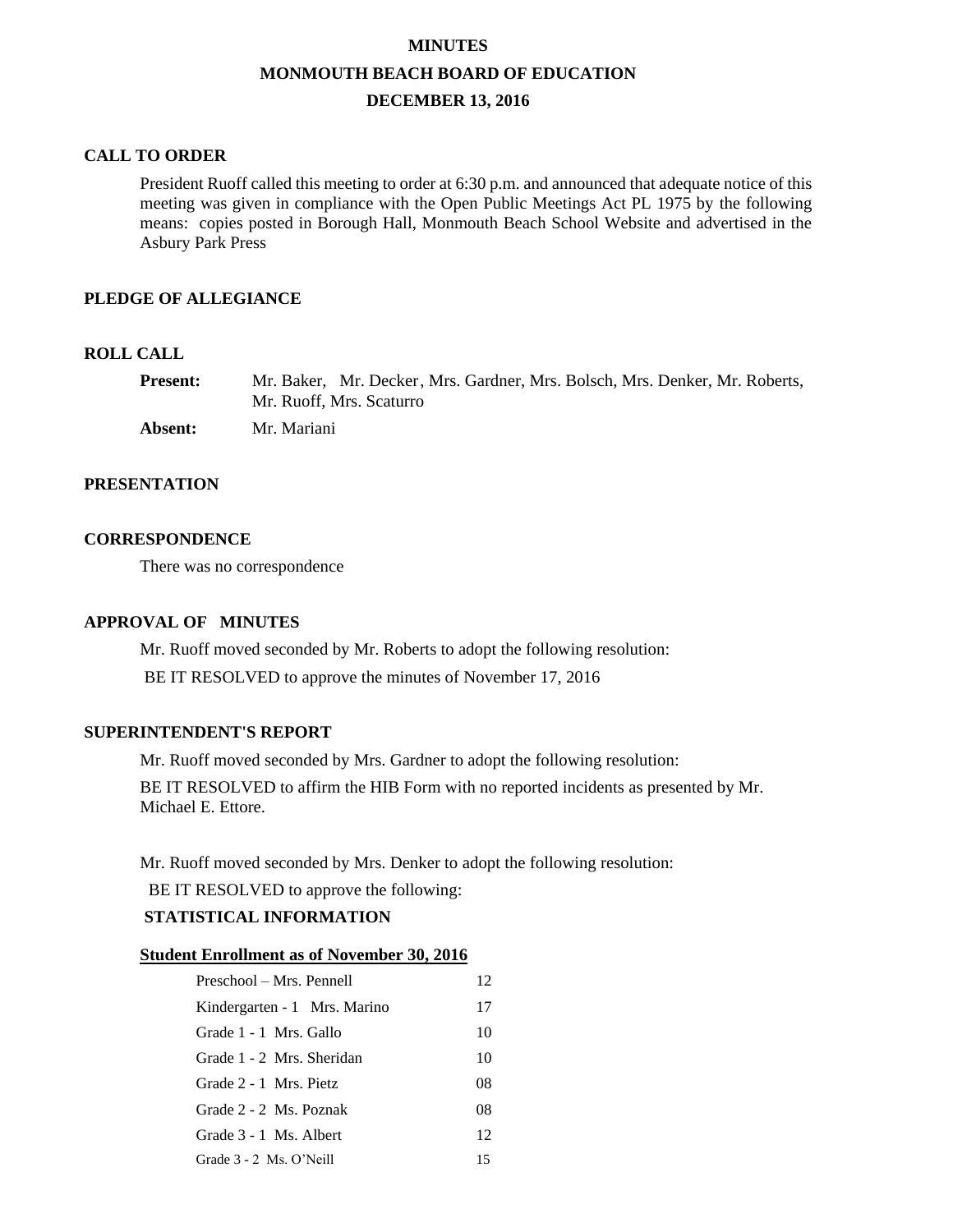# MINUTES

## MONMOUTH BEACH BOARD OF EDUCATION

## DECEMBER 13, 2016

### CALL TO ORDER

President Ruoff called this meeting to order at 6:30 p.m. and announced that adequate notice of this meeting was given in compliance with the Open Public Meetings Act PL 1975 by the following means: copies posted in Borough Hall, Monmouth Beach School Website and advertised in the Asbury Park Press

### PLEDGE OF ALLEGIANCE

### ROLL CALL

**Present:** Mr. Baker, Mr. Decker, Mrs. Gardner, Mrs. Bolsch, Mrs. Denker, Mr. Roberts, Mr. Ruoff, Mrs. Scaturro

**Absent:** Mr. Mariani

### PRESENTATION

### CORRESPONDENCE

There was no correspondence

### APPROVAL OF MINUTES

Mr. Ruoff moved seconded by Mr. Roberts to adopt the following resolution:

BE IT RESOLVED to approve the minutes of November 17, 2016

### SUPERINTENDENT'S REPORT

Mr. Ruoff moved seconded by Mrs. Gardner to adopt the following resolution:

BE IT RESOLVED to affirm the HIB Form with no reported incidents as presented by Mr. Michael E. Ettore.

Mr. Ruoff moved seconded by Mrs. Denker to adopt the following resolution:

BE IT RESOLVED to approve the following:

**STATISTICAL INFORMATION**

**Student Enrollment as of November 30, 2016**

| | |
|---|---|
| Preschool – Mrs. Pennell | 12 |
| Kindergarten - 1 Mrs. Marino | 17 |
| Grade 1 - 1 Mrs. Gallo | 10 |
| Grade 1 - 2 Mrs. Sheridan | 10 |
| Grade 2 - 1 Mrs. Pietz | 08 |
| Grade 2 - 2 Ms. Poznak | 08 |
| Grade 3 - 1 Ms. Albert | 12 |
| Grade 3 - 2 Ms. O'Neill | 15 |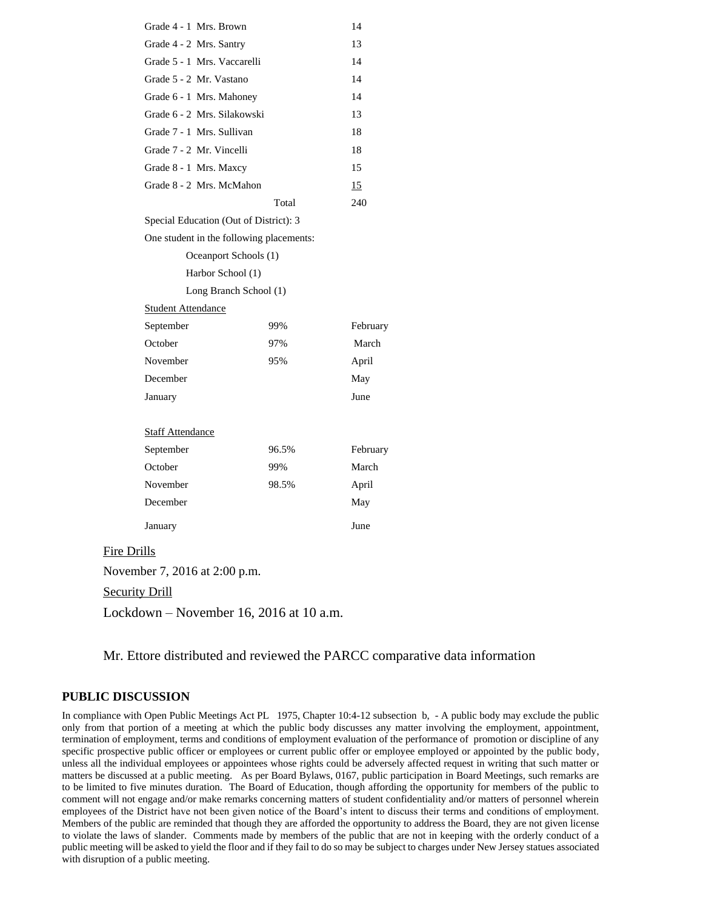| | |
|---|---|
| Grade 4 - 1 Mrs. Brown | 14 |
| Grade 4 - 2 Mrs. Santry | 13 |
| Grade 5 - 1 Mrs. Vaccarelli | 14 |
| Grade 5 - 2 Mr. Vastano | 14 |
| Grade 6 - 1 Mrs. Mahoney | 14 |
| Grade 6 - 2 Mrs. Silakowski | 13 |
| Grade 7 - 1 Mrs. Sullivan | 18 |
| Grade 7 - 2 Mr. Vincelli | 18 |
| Grade 8 - 1 Mrs. Maxcy | 15 |
| Grade 8 - 2 Mrs. McMahon | 15 |
| Total | 240 |

Special Education (Out of District): 3

One student in the following placements:

- Oceanport Schools (1)
- Harbor School (1)
- Long Branch School (1)

Student Attendance

| | | |
|---|---|---|
| September | 99% | February |
| October | 97% | March |
| November | 95% | April |
| December | | May |
| January | | June |

Staff Attendance

| | | |
|---|---|---|
| September | 96.5% | February |
| October | 99% | March |
| November | 98.5% | April |
| December | | May |
| January | | June |

Fire Drills

November 7, 2016 at 2:00 p.m.

Security Drill

Lockdown – November 16, 2016 at 10 a.m.

Mr. Ettore distributed and reviewed the PARCC comparative data information

## PUBLIC DISCUSSION

In compliance with Open Public Meetings Act PL 1975, Chapter 10:4-12 subsection b, - A public body may exclude the public only from that portion of a meeting at which the public body discusses any matter involving the employment, appointment, termination of employment, terms and conditions of employment evaluation of the performance of promotion or discipline of any specific prospective public officer or employees or current public offer or employee employed or appointed by the public body, unless all the individual employees or appointees whose rights could be adversely affected request in writing that such matter or matters be discussed at a public meeting. As per Board Bylaws, 0167, public participation in Board Meetings, such remarks are to be limited to five minutes duration. The Board of Education, though affording the opportunity for members of the public to comment will not engage and/or make remarks concerning matters of student confidentiality and/or matters of personnel wherein employees of the District have not been given notice of the Board's intent to discuss their terms and conditions of employment. Members of the public are reminded that though they are afforded the opportunity to address the Board, they are not given license to violate the laws of slander. Comments made by members of the public that are not in keeping with the orderly conduct of a public meeting will be asked to yield the floor and if they fail to do so may be subject to charges under New Jersey statues associated with disruption of a public meeting.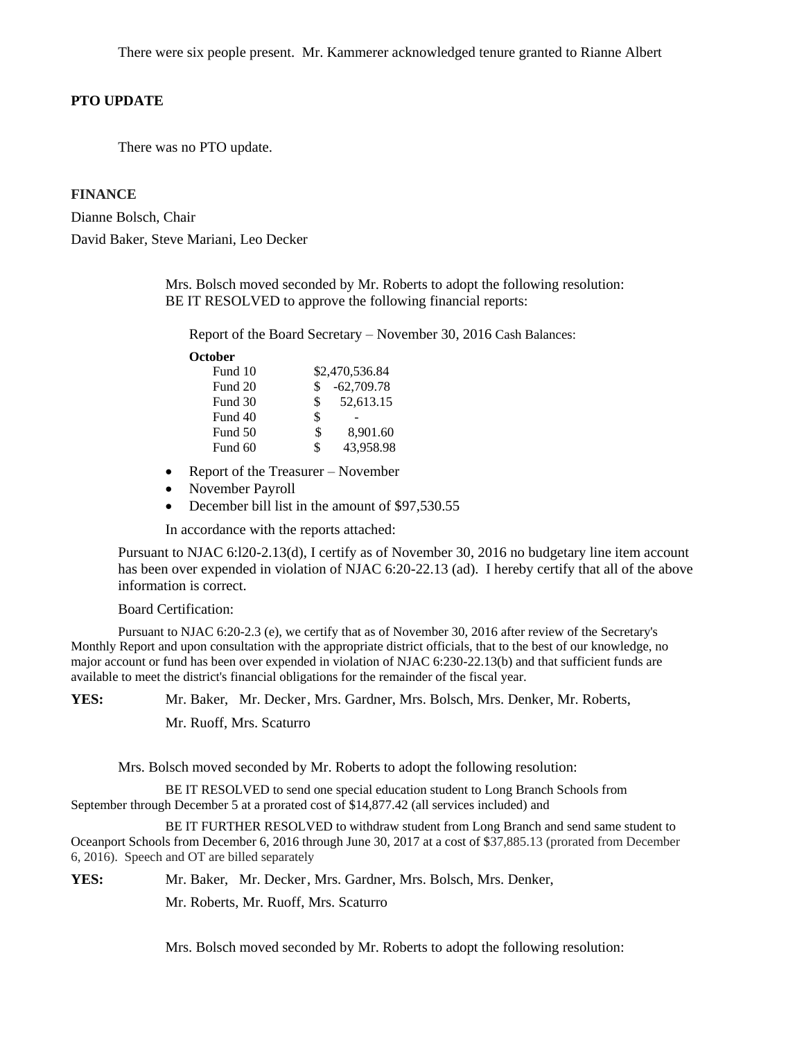There were six people present. Mr. Kammerer acknowledged tenure granted to Rianne Albert

**PTO UPDATE**

There was no PTO update.

**FINANCE**

Dianne Bolsch, Chair

David Baker, Steve Mariani, Leo Decker

Mrs. Bolsch moved seconded by Mr. Roberts to adopt the following resolution:
BE IT RESOLVED to approve the following financial reports:

Report of the Board Secretary – November 30, 2016 Cash Balances:

| **October** | |
|---|---|
| Fund 10 | $2,470,536.84 |
| Fund 20 | $ -62,709.78 |
| Fund 30 | $ 52,613.15 |
| Fund 40 | $ - |
| Fund 50 | $ 8,901.60 |
| Fund 60 | $ 43,958.98 |

- Report of the Treasurer – November
- November Payroll
- December bill list in the amount of $97,530.55

In accordance with the reports attached:

Pursuant to NJAC 6:l20-2.13(d), I certify as of November 30, 2016 no budgetary line item account has been over expended in violation of NJAC 6:20-22.13 (ad). I hereby certify that all of the above information is correct.

Board Certification:

Pursuant to NJAC 6:20-2.3 (e), we certify that as of November 30, 2016 after review of the Secretary's Monthly Report and upon consultation with the appropriate district officials, that to the best of our knowledge, no major account or fund has been over expended in violation of NJAC 6:230-22.13(b) and that sufficient funds are available to meet the district's financial obligations for the remainder of the fiscal year.

**YES:** Mr. Baker, Mr. Decker, Mrs. Gardner, Mrs. Bolsch, Mrs. Denker, Mr. Roberts, Mr. Ruoff, Mrs. Scaturro

Mrs. Bolsch moved seconded by Mr. Roberts to adopt the following resolution:

BE IT RESOLVED to send one special education student to Long Branch Schools from September through December 5 at a prorated cost of $14,877.42 (all services included) and

BE IT FURTHER RESOLVED to withdraw student from Long Branch and send same student to Oceanport Schools from December 6, 2016 through June 30, 2017 at a cost of $37,885.13 (prorated from December 6, 2016). Speech and OT are billed separately

**YES:** Mr. Baker, Mr. Decker, Mrs. Gardner, Mrs. Bolsch, Mrs. Denker, Mr. Roberts, Mr. Ruoff, Mrs. Scaturro

Mrs. Bolsch moved seconded by Mr. Roberts to adopt the following resolution: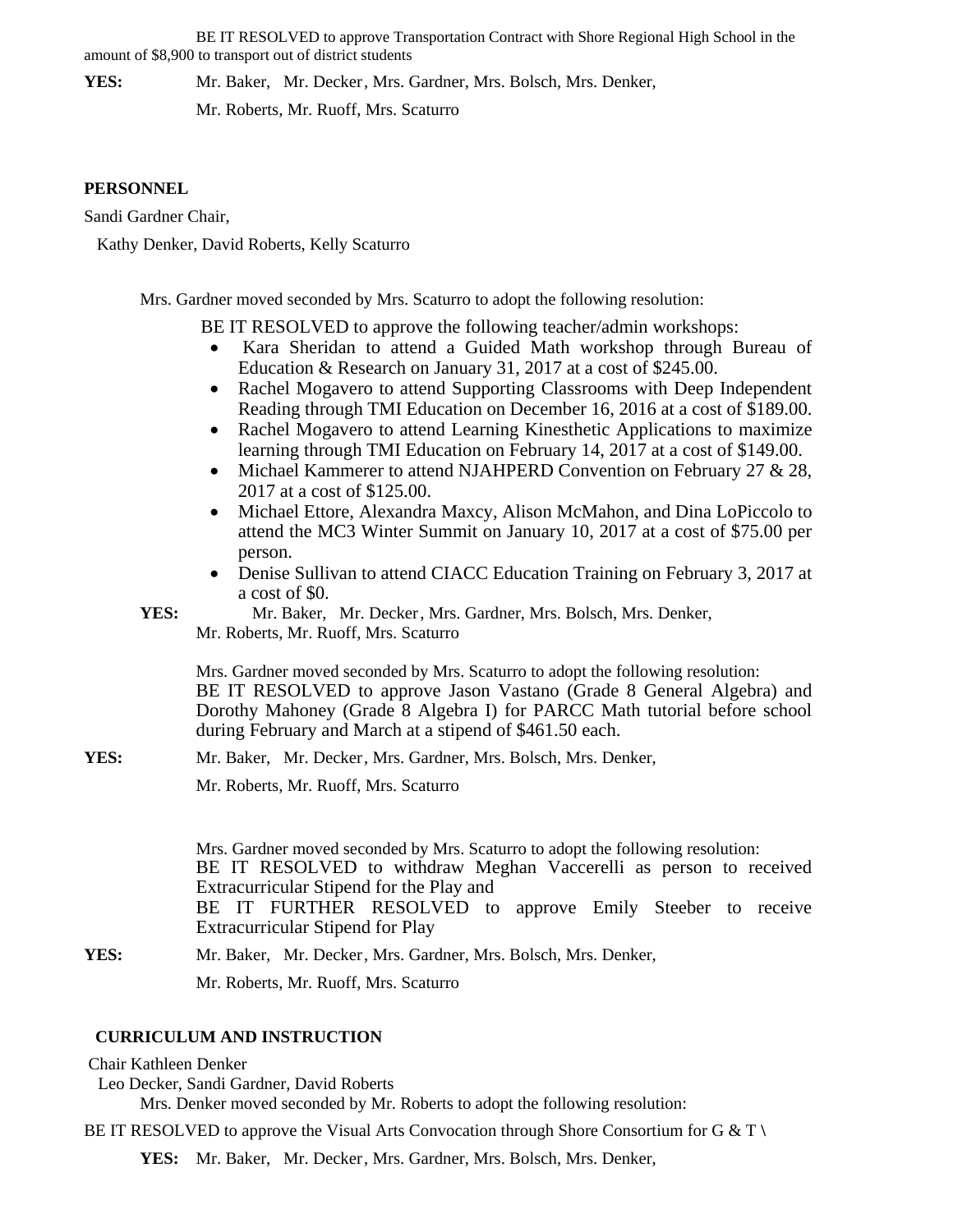BE IT RESOLVED to approve Transportation Contract with Shore Regional High School in the amount of $8,900 to transport out of district students

**YES:** Mr. Baker, Mr. Decker, Mrs. Gardner, Mrs. Bolsch, Mrs. Denker, Mr. Roberts, Mr. Ruoff, Mrs. Scaturro

**PERSONNEL**

Sandi Gardner Chair,

Kathy Denker, David Roberts, Kelly Scaturro

Mrs. Gardner moved seconded by Mrs. Scaturro to adopt the following resolution:

BE IT RESOLVED to approve the following teacher/admin workshops:

- Kara Sheridan to attend a Guided Math workshop through Bureau of Education & Research on January 31, 2017 at a cost of $245.00.
- Rachel Mogavero to attend Supporting Classrooms with Deep Independent Reading through TMI Education on December 16, 2016 at a cost of $189.00.
- Rachel Mogavero to attend Learning Kinesthetic Applications to maximize learning through TMI Education on February 14, 2017 at a cost of $149.00.
- Michael Kammerer to attend NJAHPERD Convention on February 27 & 28, 2017 at a cost of $125.00.
- Michael Ettore, Alexandra Maxcy, Alison McMahon, and Dina LoPiccolo to attend the MC3 Winter Summit on January 10, 2017 at a cost of $75.00 per person.
- Denise Sullivan to attend CIACC Education Training on February 3, 2017 at a cost of $0.

**YES:** Mr. Baker, Mr. Decker, Mrs. Gardner, Mrs. Bolsch, Mrs. Denker, Mr. Roberts, Mr. Ruoff, Mrs. Scaturro

Mrs. Gardner moved seconded by Mrs. Scaturro to adopt the following resolution:

BE IT RESOLVED to approve Jason Vastano (Grade 8 General Algebra) and Dorothy Mahoney (Grade 8 Algebra I) for PARCC Math tutorial before school during February and March at a stipend of $461.50 each.

**YES:** Mr. Baker, Mr. Decker, Mrs. Gardner, Mrs. Bolsch, Mrs. Denker, Mr. Roberts, Mr. Ruoff, Mrs. Scaturro

Mrs. Gardner moved seconded by Mrs. Scaturro to adopt the following resolution:

BE IT RESOLVED to withdraw Meghan Vaccerelli as person to received Extracurricular Stipend for the Play and

BE IT FURTHER RESOLVED to approve Emily Steeber to receive Extracurricular Stipend for Play

**YES:** Mr. Baker, Mr. Decker, Mrs. Gardner, Mrs. Bolsch, Mrs. Denker, Mr. Roberts, Mr. Ruoff, Mrs. Scaturro

**CURRICULUM AND INSTRUCTION**

Chair Kathleen Denker

Leo Decker, Sandi Gardner, David Roberts

Mrs. Denker moved seconded by Mr. Roberts to adopt the following resolution:

BE IT RESOLVED to approve the Visual Arts Convocation through Shore Consortium for G & T \

**YES:** Mr. Baker, Mr. Decker, Mrs. Gardner, Mrs. Bolsch, Mrs. Denker,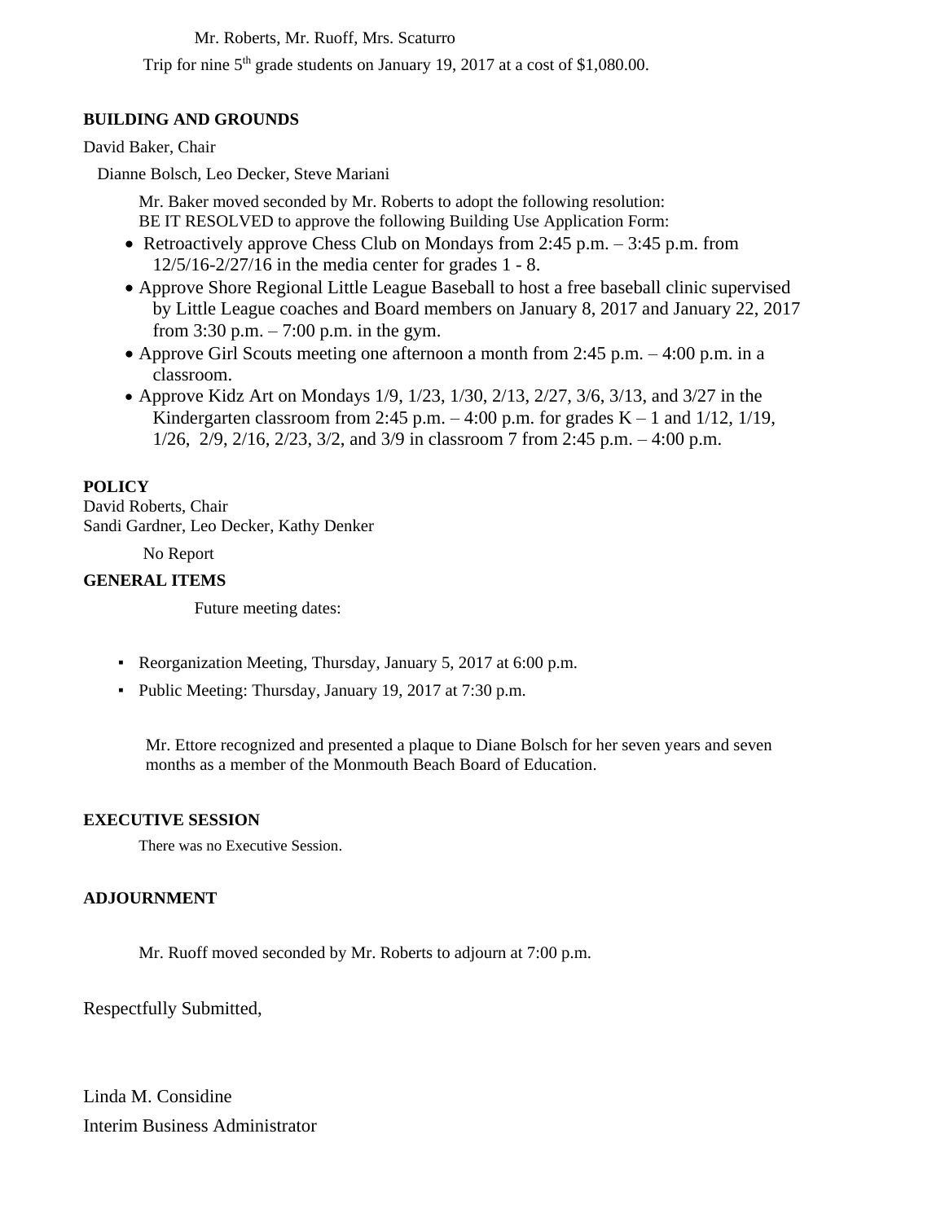Mr. Roberts, Mr. Ruoff, Mrs. Scaturro

Trip for nine 5th grade students on January 19, 2017 at a cost of $1,080.00.

**BUILDING AND GROUNDS**

David Baker, Chair

Dianne Bolsch, Leo Decker, Steve Mariani

Mr. Baker moved seconded by Mr. Roberts to adopt the following resolution:
BE IT RESOLVED to approve the following Building Use Application Form:

- Retroactively approve Chess Club on Mondays from 2:45 p.m. – 3:45 p.m. from 12/5/16-2/27/16 in the media center for grades 1 - 8.
- Approve Shore Regional Little League Baseball to host a free baseball clinic supervised by Little League coaches and Board members on January 8, 2017 and January 22, 2017 from 3:30 p.m. – 7:00 p.m. in the gym.
- Approve Girl Scouts meeting one afternoon a month from 2:45 p.m. – 4:00 p.m. in a classroom.
- Approve Kidz Art on Mondays 1/9, 1/23, 1/30, 2/13, 2/27, 3/6, 3/13, and 3/27 in the Kindergarten classroom from 2:45 p.m. – 4:00 p.m. for grades K – 1 and 1/12, 1/19, 1/26, 2/9, 2/16, 2/23, 3/2, and 3/9 in classroom 7 from 2:45 p.m. – 4:00 p.m.

**POLICY**

David Roberts, Chair
Sandi Gardner, Leo Decker, Kathy Denker

No Report

**GENERAL ITEMS**

Future meeting dates:

- Reorganization Meeting, Thursday, January 5, 2017 at 6:00 p.m.
- Public Meeting: Thursday, January 19, 2017 at 7:30 p.m.

Mr. Ettore recognized and presented a plaque to Diane Bolsch for her seven years and seven months as a member of the Monmouth Beach Board of Education.

**EXECUTIVE SESSION**

There was no Executive Session.

**ADJOURNMENT**

Mr. Ruoff moved seconded by Mr. Roberts to adjourn at 7:00 p.m.

Respectfully Submitted,

Linda M. Considine
Interim Business Administrator